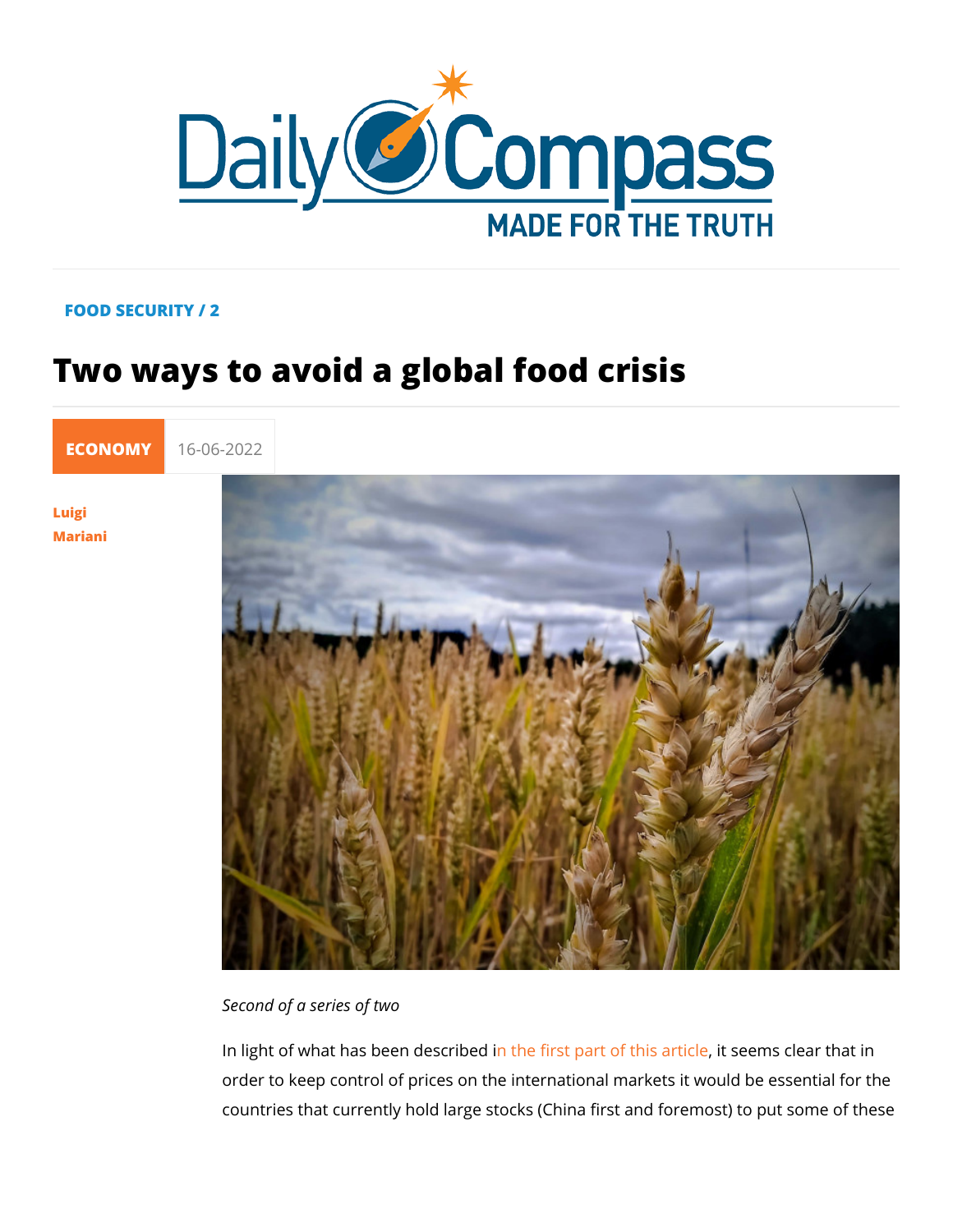FOOD SECURITY / 2

# Two ways to avoid a global food crisis

ECONOMY 16-06-2022

Luigi Mariani

*Second of a series of two*

In light of what has been described in the first part of this article, it seems clear that in order to keep control of prices on the international markets it would be essential for the countries that currently hold large stocks (China first and foremost) to put some of these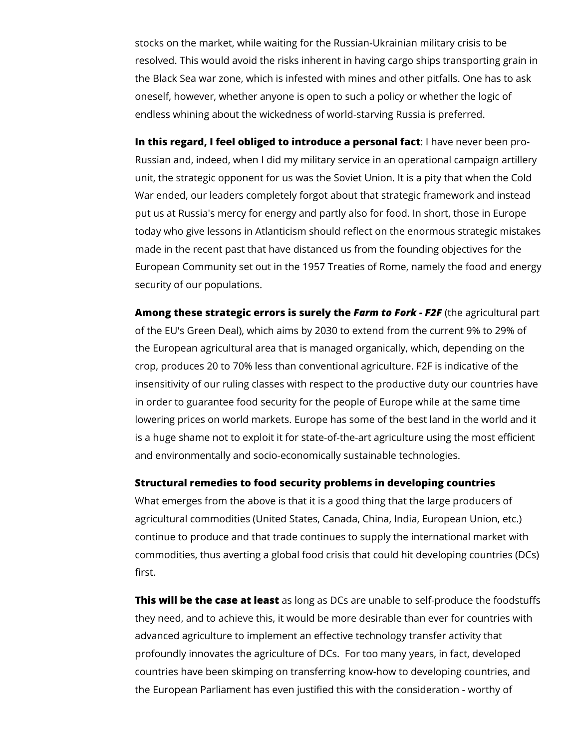stocks on the market, while waiting for the Russian-Ukrainian military crisis to be resolved. This would avoid the risks inherent in having cargo ships transporting grain in the Black Sea war zone, which is infested with mines and other pitfalls. One has to ask oneself, however, whether anyone is open to such a policy or whether the logic of endless whining about the wickedness of world-starving Russia is preferred.

**In this regard, I feel obliged to introduce a personal fact**: I have never been pro-Russian and, indeed, when I did my military service in an operational campaign artillery unit, the strategic opponent for us was the Soviet Union. It is a pity that when the Cold War ended, our leaders completely forgot about that strategic framework and instead put us at Russia's mercy for energy and partly also for food. In short, those in Europe today who give lessons in Atlanticism should reflect on the enormous strategic mistakes made in the recent past that have distanced us from the founding objectives for the European Community set out in the 1957 Treaties of Rome, namely the food and energy security of our populations.

**Among these strategic errors is surely the *Farm to Fork - F2F*** (the agricultural part of the EU's Green Deal), which aims by 2030 to extend from the current 9% to 29% of the European agricultural area that is managed organically, which, depending on the crop, produces 20 to 70% less than conventional agriculture. F2F is indicative of the insensitivity of our ruling classes with respect to the productive duty our countries have in order to guarantee food security for the people of Europe while at the same time lowering prices on world markets. Europe has some of the best land in the world and it is a huge shame not to exploit it for state-of-the-art agriculture using the most efficient and environmentally and socio-economically sustainable technologies.

**Structural remedies to food security problems in developing countries**

What emerges from the above is that it is a good thing that the large producers of agricultural commodities (United States, Canada, China, India, European Union, etc.) continue to produce and that trade continues to supply the international market with commodities, thus averting a global food crisis that could hit developing countries (DCs) first.

**This will be the case at least** as long as DCs are unable to self-produce the foodstuffs they need, and to achieve this, it would be more desirable than ever for countries with advanced agriculture to implement an effective technology transfer activity that profoundly innovates the agriculture of DCs. For too many years, in fact, developed countries have been skimping on transferring know-how to developing countries, and the European Parliament has even justified this with the consideration - worthy of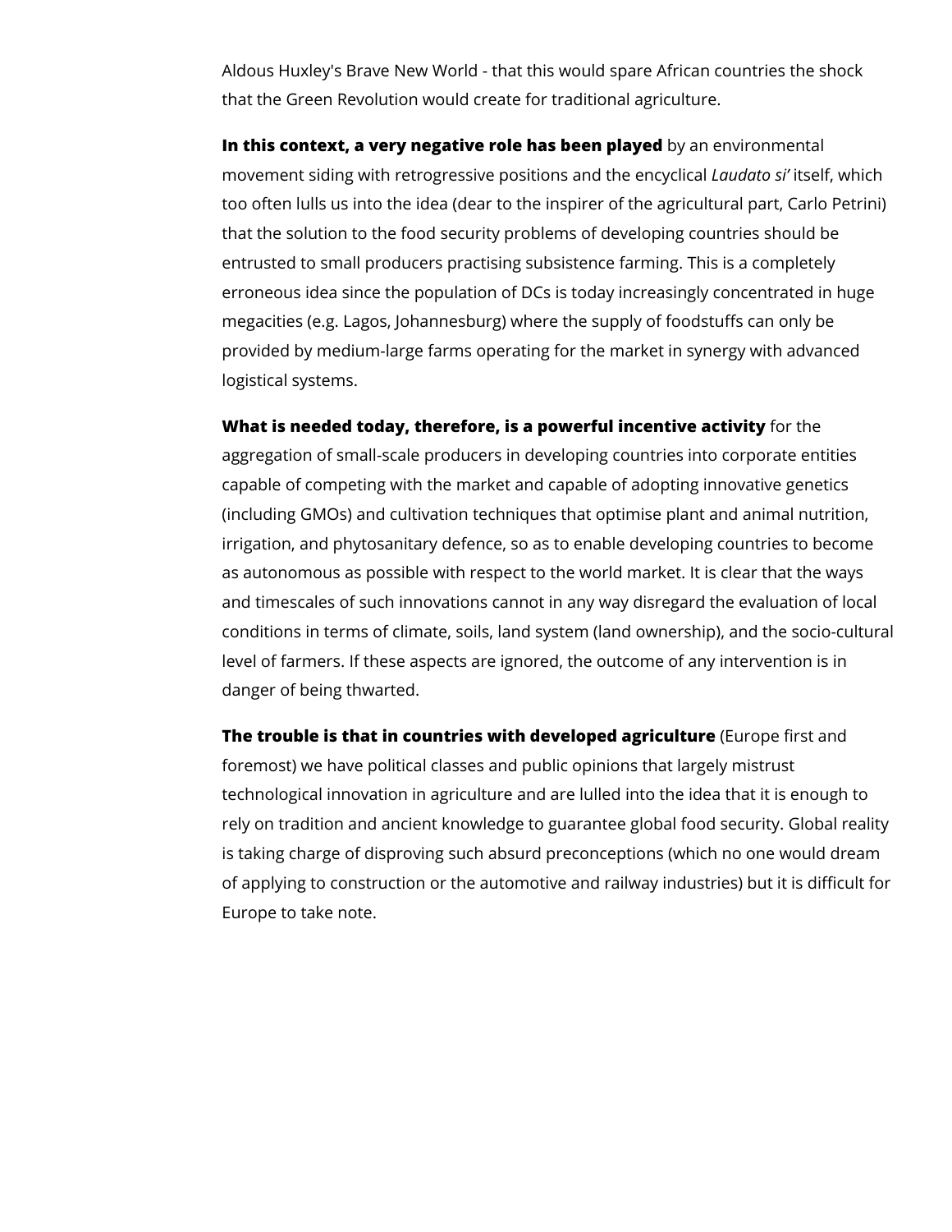Aldous Huxley's Brave New World - that this would spare African countries the shock that the Green Revolution would create for traditional agriculture.

**In this context, a very negative role has been played** by an environmental movement siding with retrogressive positions and the encyclical *Laudato si'* itself, which too often lulls us into the idea (dear to the inspirer of the agricultural part, Carlo Petrini) that the solution to the food security problems of developing countries should be entrusted to small producers practising subsistence farming. This is a completely erroneous idea since the population of DCs is today increasingly concentrated in huge megacities (e.g. Lagos, Johannesburg) where the supply of foodstuffs can only be provided by medium-large farms operating for the market in synergy with advanced logistical systems.

**What is needed today, therefore, is a powerful incentive activity** for the aggregation of small-scale producers in developing countries into corporate entities capable of competing with the market and capable of adopting innovative genetics (including GMOs) and cultivation techniques that optimise plant and animal nutrition, irrigation, and phytosanitary defence, so as to enable developing countries to become as autonomous as possible with respect to the world market. It is clear that the ways and timescales of such innovations cannot in any way disregard the evaluation of local conditions in terms of climate, soils, land system (land ownership), and the socio-cultural level of farmers. If these aspects are ignored, the outcome of any intervention is in danger of being thwarted.

**The trouble is that in countries with developed agriculture** (Europe first and foremost) we have political classes and public opinions that largely mistrust technological innovation in agriculture and are lulled into the idea that it is enough to rely on tradition and ancient knowledge to guarantee global food security. Global reality is taking charge of disproving such absurd preconceptions (which no one would dream of applying to construction or the automotive and railway industries) but it is difficult for Europe to take note.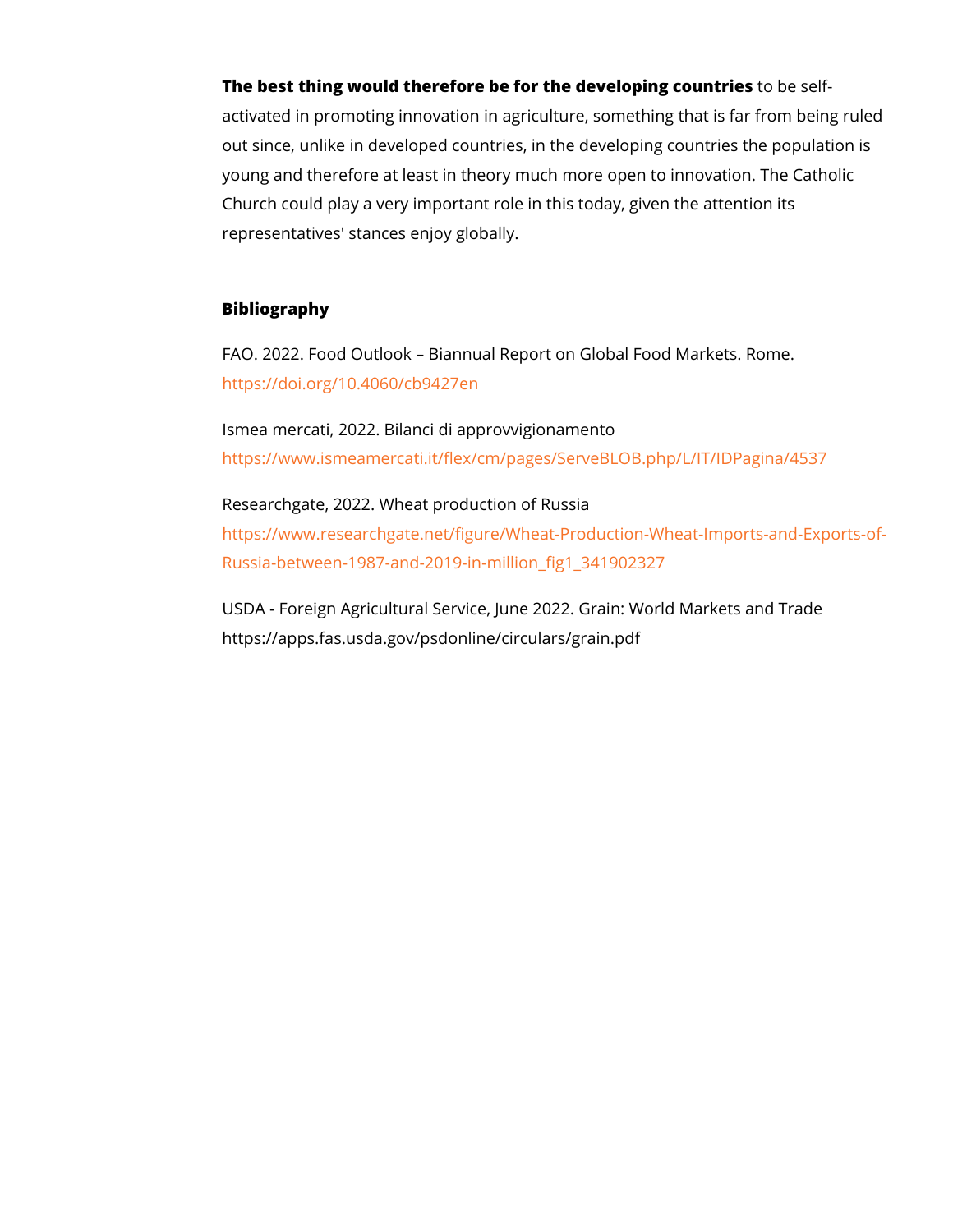**The best thing would therefore be for the developing countries** to be self-activated in promoting innovation in agriculture, something that is far from being ruled out since, unlike in developed countries, in the developing countries the population is young and therefore at least in theory much more open to innovation. The Catholic Church could play a very important role in this today, given the attention its representatives' stances enjoy globally.

**Bibliography**

FAO. 2022. Food Outlook – Biannual Report on Global Food Markets. Rome. https://doi.org/10.4060/cb9427en

Ismea mercati, 2022. Bilanci di approvvigionamento https://www.ismeamercati.it/flex/cm/pages/ServeBLOB.php/L/IT/IDPagina/4537

Researchgate, 2022. Wheat production of Russia https://www.researchgate.net/figure/Wheat-Production-Wheat-Imports-and-Exports-of-Russia-between-1987-and-2019-in-million_fig1_341902327

USDA - Foreign Agricultural Service, June 2022. Grain: World Markets and Trade https://apps.fas.usda.gov/psdonline/circulars/grain.pdf